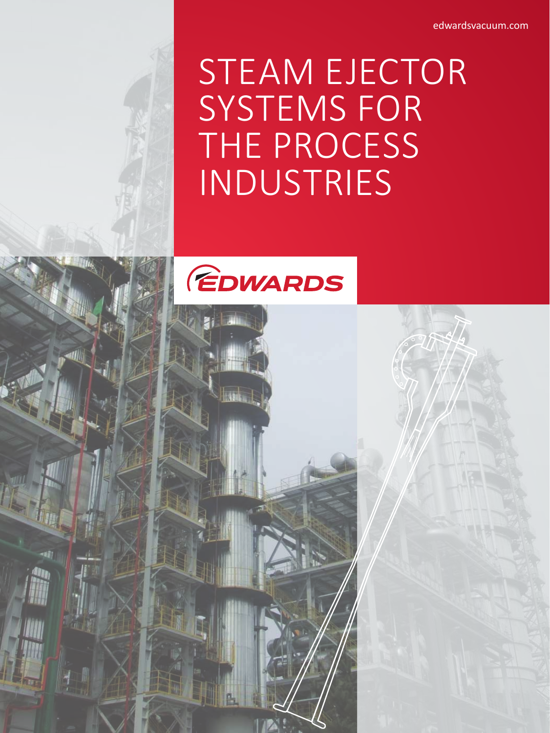edwardsvacuum.com

# STEAM EJECTOR SYSTEMS FOR THE PROCESS INDUSTRIES

EDWARDS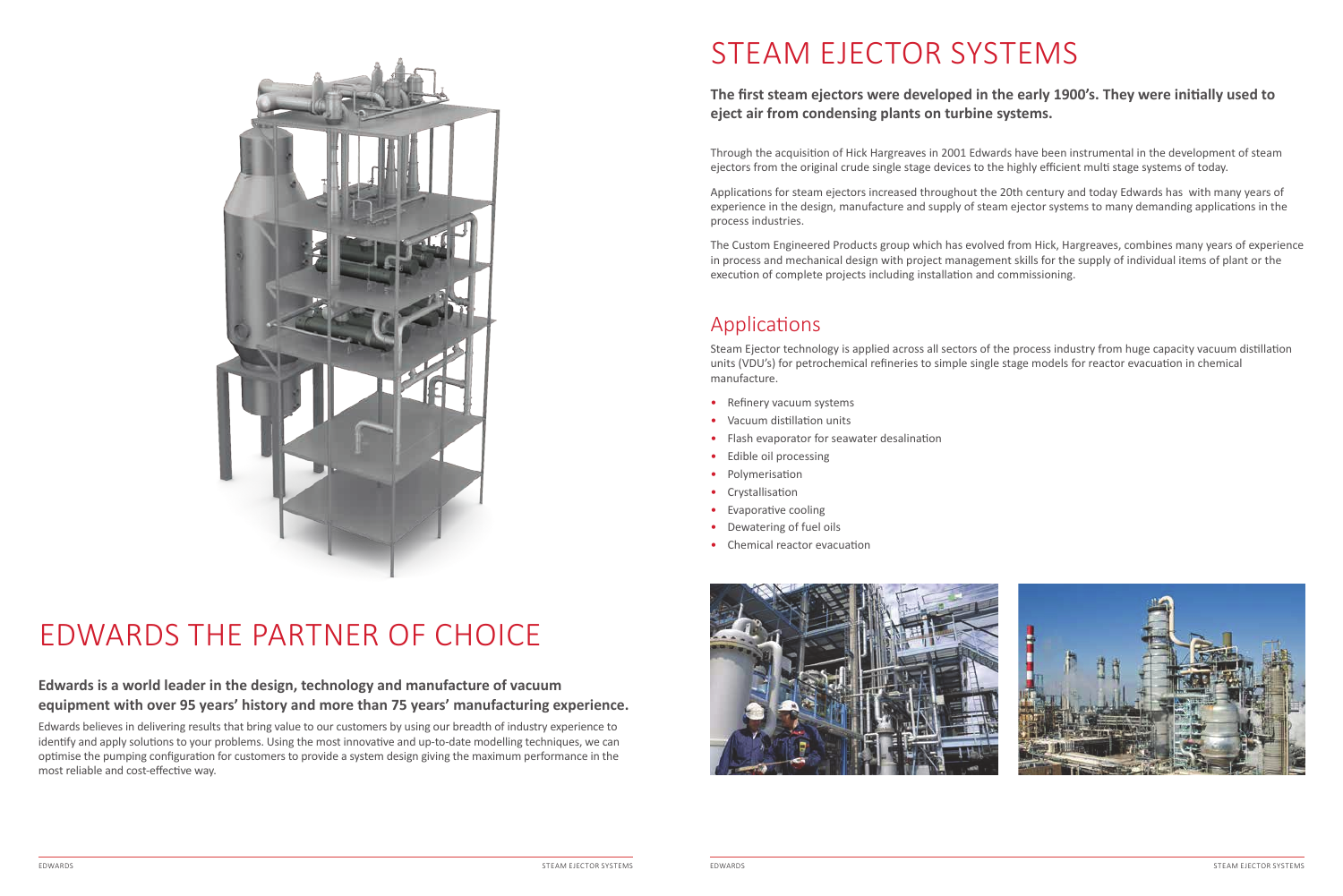# EDWARDS THE PARTNER OF CHOICE

**Edwards is a world leader in the design, technology and manufacture of vacuum equipment with over 95 years' history and more than 75 years' manufacturing experience.**

Edwards believes in delivering results that bring value to our customers by using our breadth of industry experience to identify and apply solutions to your problems. Using the most innovative and up-to-date modelling techniques, we can optimise the pumping configuration for customers to provide a system design giving the maximum performance in the most reliable and cost-effective way.

# STEAM EJECTOR SYSTEMS

**The first steam ejectors were developed in the early 1900's. They were initially used to eject air from condensing plants on turbine systems.**

Through the acquisition of Hick Hargreaves in 2001 Edwards have been instrumental in the development of steam ejectors from the original crude single stage devices to the highly efficient multi stage systems of today.

Applications for steam ejectors increased throughout the 20th century and today Edwards has with many years of experience in the design, manufacture and supply of steam ejector systems to many demanding applications in the process industries.

The Custom Engineered Products group which has evolved from Hick, Hargreaves, combines many years of experience in process and mechanical design with project management skills for the supply of individual items of plant or the execution of complete projects including installation and commissioning.

## Applications

Steam Ejector technology is applied across all sectors of the process industry from huge capacity vacuum distillation units (VDU's) for petrochemical refineries to simple single stage models for reactor evacuation in chemical manufacture.

- Refinery vacuum systems
- Vacuum distillation units
- Flash evaporator for seawater desalination
- Edible oil processing
- Polymerisation
- Crystallisation
- Evaporative cooling
- Dewatering of fuel oils
- Chemical reactor evacuation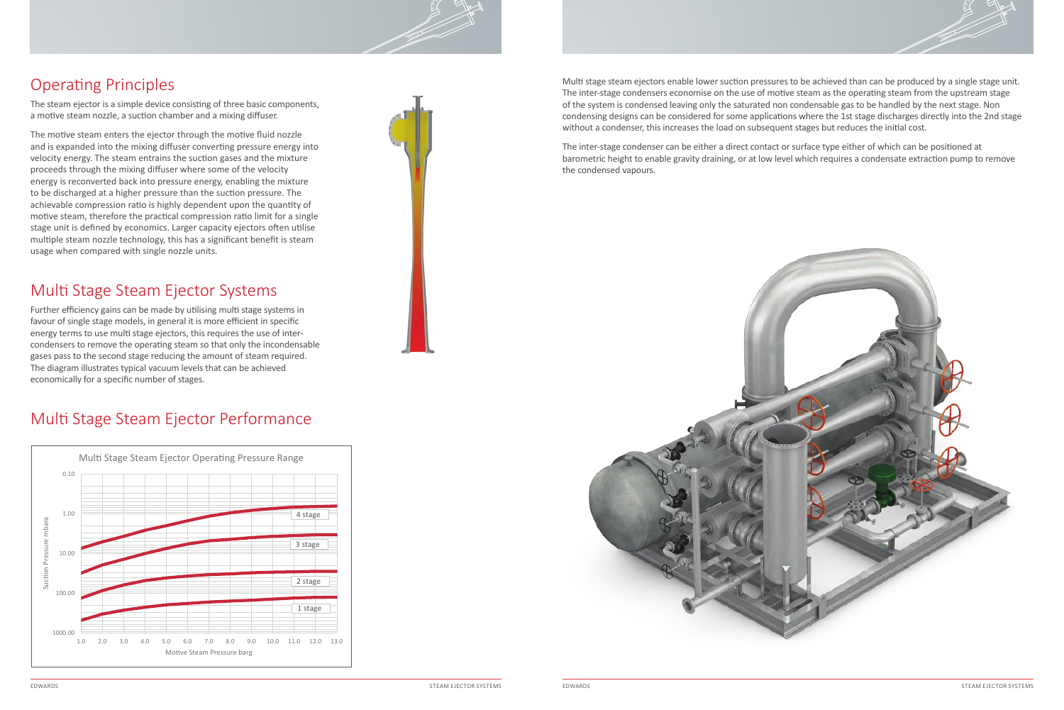## Operating Principles

The steam ejector is a simple device consisting of three basic components, a motive steam nozzle, a suction chamber and a mixing diffuser.

The motive steam enters the ejector through the motive fluid nozzle and is expanded into the mixing diffuser converting pressure energy into velocity energy. The steam entrains the suction gases and the mixture proceeds through the mixing diffuser where some of the velocity energy is reconverted back into pressure energy, enabling the mixture to be discharged at a higher pressure than the suction pressure. The achievable compression ratio is highly dependent upon the quantity of motive steam, therefore the practical compression ratio limit for a single stage unit is defined by economics. Larger capacity ejectors often utilise multiple steam nozzle technology, this has a significant benefit is steam usage when compared with single nozzle units.

## Multi Stage Steam Ejector Systems

Further efficiency gains can be made by utilising multi stage systems in favour of single stage models, in general it is more efficient in specific energy terms to use multi stage ejectors, this requires the use of inter-condensers to remove the operating steam so that only the incondensable gases pass to the second stage reducing the amount of steam required. The diagram illustrates typical vacuum levels that can be achieved economically for a specific number of stages.

## Multi Stage Steam Ejector Performance

Multi Stage Steam Ejector Operating Pressure Range

Suction Pressure mbara: 0.10, 1.00, 10.00, 100.00, 1000.00

Motive Steam Pressure barg: 1.0, 2.0, 3.0, 4.0, 5.0, 6.0, 7.0, 8.0, 9.0, 10.0, 11.0, 12.0, 13.0

4 stage

3 stage

2 stage

1 stage

Multi stage steam ejectors enable lower suction pressures to be achieved than can be produced by a single stage unit. The inter-stage condensers economise on the use of motive steam as the operating steam from the upstream stage of the system is condensed leaving only the saturated non condensable gas to be handled by the next stage. Non condensing designs can be considered for some applications where the 1st stage discharges directly into the 2nd stage without a condenser, this increases the load on subsequent stages but reduces the initial cost.

The inter-stage condenser can be either a direct contact or surface type either of which can be positioned at barometric height to enable gravity draining, or at low level which requires a condensate extraction pump to remove the condensed vapours.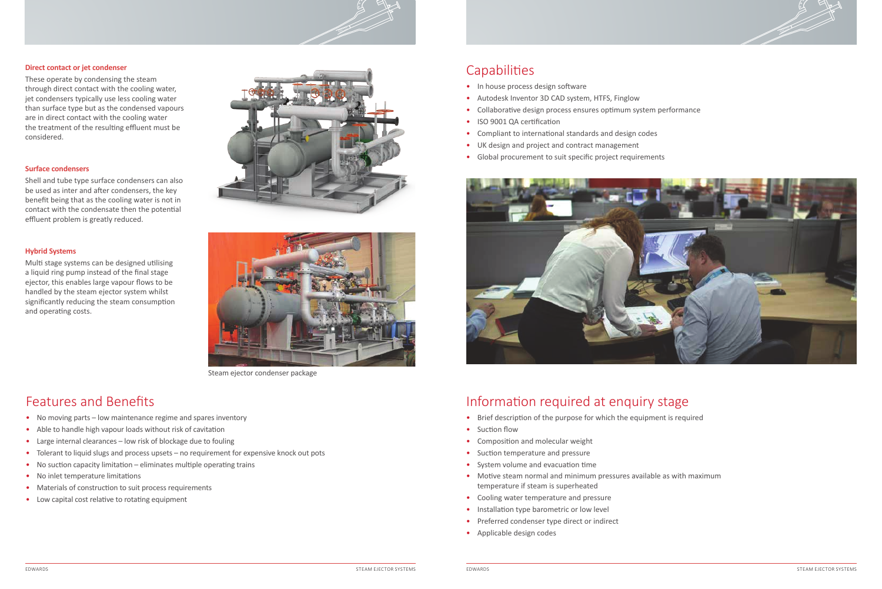### Direct contact or jet condenser

These operate by condensing the steam through direct contact with the cooling water, jet condensers typically use less cooling water than surface type but as the condensed vapours are in direct contact with the cooling water the treatment of the resulting effluent must be considered.

### Surface condensers

Shell and tube type surface condensers can also be used as inter and after condensers, the key benefit being that as the cooling water is not in contact with the condensate then the potential effluent problem is greatly reduced.

### Hybrid Systems

Multi stage systems can be designed utilising a liquid ring pump instead of the final stage ejector, this enables large vapour flows to be handled by the steam ejector system whilst significantly reducing the steam consumption and operating costs.

Steam ejector condenser package

## Features and Benefits

- No moving parts – low maintenance regime and spares inventory
- Able to handle high vapour loads without risk of cavitation
- Large internal clearances – low risk of blockage due to fouling
- Tolerant to liquid slugs and process upsets – no requirement for expensive knock out pots
- No suction capacity limitation – eliminates multiple operating trains
- No inlet temperature limitations
- Materials of construction to suit process requirements
- Low capital cost relative to rotating equipment

## Capabilities

- In house process design software
- Autodesk Inventor 3D CAD system, HTFS, Finglow
- Collaborative design process ensures optimum system performance
- ISO 9001 QA certification
- Compliant to international standards and design codes
- UK design and project and contract management
- Global procurement to suit specific project requirements

## Information required at enquiry stage

- Brief description of the purpose for which the equipment is required
- Suction flow
- Composition and molecular weight
- Suction temperature and pressure
- System volume and evacuation time
- Motive steam normal and minimum pressures available as with maximum temperature if steam is superheated
- Cooling water temperature and pressure
- Installation type barometric or low level
- Preferred condenser type direct or indirect
- Applicable design codes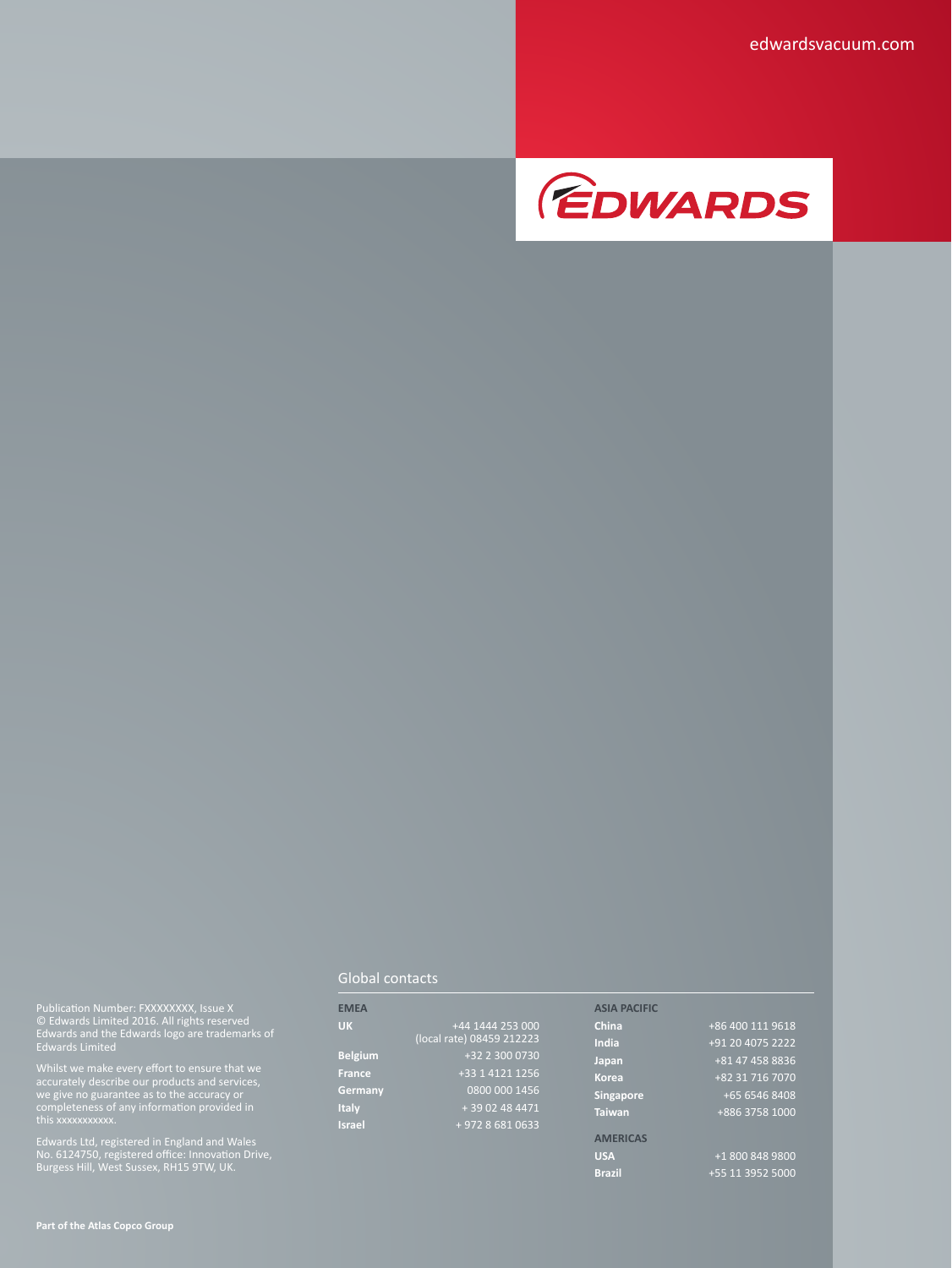edwardsvacuum.com

EDWARDS

Publication Number: FXXXXXXXX, Issue X
© Edwards Limited 2016. All rights reserved
Edwards and the Edwards logo are trademarks of Edwards Limited

Whilst we make every effort to ensure that we accurately describe our products and services, we give no guarantee as to the accuracy or completeness of any information provided in this xxxxxxxxxxx.

Edwards Ltd, registered in England and Wales No. 6124750, registered office: Innovation Drive, Burgess Hill, West Sussex, RH15 9TW, UK.

## Global contacts

**EMEA**

| | |
|---|---|
| **UK** | +44 1444 253 000<br>(local rate) 08459 212223 |
| **Belgium** | +32 2 300 0730 |
| **France** | +33 1 4121 1256 |
| **Germany** | 0800 000 1456 |
| **Italy** | + 39 02 48 4471 |
| **Israel** | + 972 8 681 0633 |

**ASIA PACIFIC**

| | |
|---|---|
| **China** | +86 400 111 9618 |
| **India** | +91 20 4075 2222 |
| **Japan** | +81 47 458 8836 |
| **Korea** | +82 31 716 7070 |
| **Singapore** | +65 6546 8408 |
| **Taiwan** | +886 3758 1000 |

**AMERICAS**

| | |
|---|---|
| **USA** | +1 800 848 9800 |
| **Brazil** | +55 11 3952 5000 |

**Part of the Atlas Copco Group**